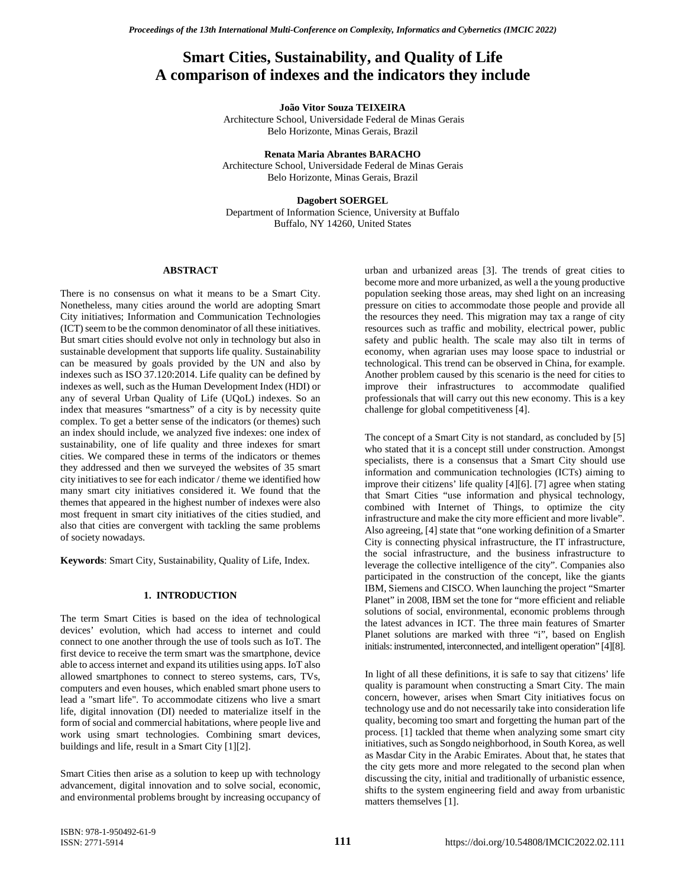# Smart Cities, Sustainability, and Quality of Life
# A comparison of indexes and the indicators they include

**João Vitor Souza TEIXEIRA**
Architecture School, Universidade Federal de Minas Gerais
Belo Horizonte, Minas Gerais, Brazil

**Renata Maria Abrantes BARACHO**
Architecture School, Universidade Federal de Minas Gerais
Belo Horizonte, Minas Gerais, Brazil

**Dagobert SOERGEL**
Department of Information Science, University at Buffalo
Buffalo, NY 14260, United States

## ABSTRACT

There is no consensus on what it means to be a Smart City. Nonetheless, many cities around the world are adopting Smart City initiatives; Information and Communication Technologies (ICT) seem to be the common denominator of all these initiatives. But smart cities should evolve not only in technology but also in sustainable development that supports life quality. Sustainability can be measured by goals provided by the UN and also by indexes such as ISO 37.120:2014. Life quality can be defined by indexes as well, such as the Human Development Index (HDI) or any of several Urban Quality of Life (UQoL) indexes. So an index that measures "smartness" of a city is by necessity quite complex. To get a better sense of the indicators (or themes) such an index should include, we analyzed five indexes: one index of sustainability, one of life quality and three indexes for smart cities. We compared these in terms of the indicators or themes they addressed and then we surveyed the websites of 35 smart city initiatives to see for each indicator / theme we identified how many smart city initiatives considered it. We found that the themes that appeared in the highest number of indexes were also most frequent in smart city initiatives of the cities studied, and also that cities are convergent with tackling the same problems of society nowadays.

**Keywords**: Smart City, Sustainability, Quality of Life, Index.

## 1. INTRODUCTION

The term Smart Cities is based on the idea of technological devices' evolution, which had access to internet and could connect to one another through the use of tools such as IoT. The first device to receive the term smart was the smartphone, device able to access internet and expand its utilities using apps. IoT also allowed smartphones to connect to stereo systems, cars, TVs, computers and even houses, which enabled smart phone users to lead a "smart life". To accommodate citizens who live a smart life, digital innovation (DI) needed to materialize itself in the form of social and commercial habitations, where people live and work using smart technologies. Combining smart devices, buildings and life, result in a Smart City [1][2].

Smart Cities then arise as a solution to keep up with technology advancement, digital innovation and to solve social, economic, and environmental problems brought by increasing occupancy of urban and urbanized areas [3]. The trends of great cities to become more and more urbanized, as well a the young productive population seeking those areas, may shed light on an increasing pressure on cities to accommodate those people and provide all the resources they need. This migration may tax a range of city resources such as traffic and mobility, electrical power, public safety and public health. The scale may also tilt in terms of economy, when agrarian uses may loose space to industrial or technological. This trend can be observed in China, for example. Another problem caused by this scenario is the need for cities to improve their infrastructures to accommodate qualified professionals that will carry out this new economy. This is a key challenge for global competitiveness [4].

The concept of a Smart City is not standard, as concluded by [5] who stated that it is a concept still under construction. Amongst specialists, there is a consensus that a Smart City should use information and communication technologies (ICTs) aiming to improve their citizens' life quality [4][6]. [7] agree when stating that Smart Cities "use information and physical technology, combined with Internet of Things, to optimize the city infrastructure and make the city more efficient and more livable". Also agreeing, [4] state that "one working definition of a Smarter City is connecting physical infrastructure, the IT infrastructure, the social infrastructure, and the business infrastructure to leverage the collective intelligence of the city". Companies also participated in the construction of the concept, like the giants IBM, Siemens and CISCO. When launching the project "Smarter Planet" in 2008, IBM set the tone for "more efficient and reliable solutions of social, environmental, economic problems through the latest advances in ICT. The three main features of Smarter Planet solutions are marked with three "i", based on English initials: instrumented, interconnected, and intelligent operation" [4][8].

In light of all these definitions, it is safe to say that citizens' life quality is paramount when constructing a Smart City. The main concern, however, arises when Smart City initiatives focus on technology use and do not necessarily take into consideration life quality, becoming too smart and forgetting the human part of the process. [1] tackled that theme when analyzing some smart city initiatives, such as Songdo neighborhood, in South Korea, as well as Masdar City in the Arabic Emirates. About that, he states that the city gets more and more relegated to the second plan when discussing the city, initial and traditionally of urbanistic essence, shifts to the system engineering field and away from urbanistic matters themselves [1].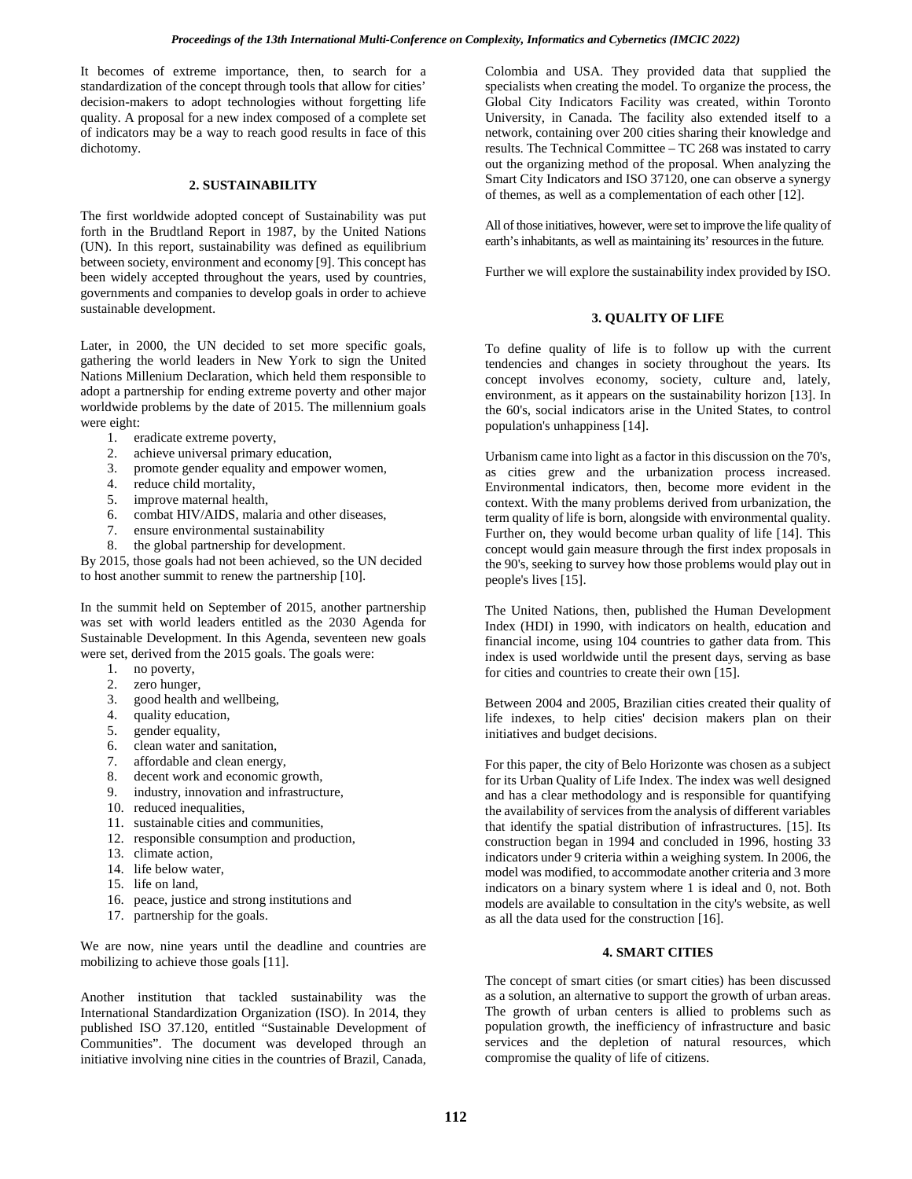It becomes of extreme importance, then, to search for a standardization of the concept through tools that allow for cities' decision-makers to adopt technologies without forgetting life quality. A proposal for a new index composed of a complete set of indicators may be a way to reach good results in face of this dichotomy.

## 2. SUSTAINABILITY

The first worldwide adopted concept of Sustainability was put forth in the Brudtland Report in 1987, by the United Nations (UN). In this report, sustainability was defined as equilibrium between society, environment and economy [9]. This concept has been widely accepted throughout the years, used by countries, governments and companies to develop goals in order to achieve sustainable development.

Later, in 2000, the UN decided to set more specific goals, gathering the world leaders in New York to sign the United Nations Millenium Declaration, which held them responsible to adopt a partnership for ending extreme poverty and other major worldwide problems by the date of 2015. The millennium goals were eight:

1. eradicate extreme poverty,
2. achieve universal primary education,
3. promote gender equality and empower women,
4. reduce child mortality,
5. improve maternal health,
6. combat HIV/AIDS, malaria and other diseases,
7. ensure environmental sustainability
8. the global partnership for development.

By 2015, those goals had not been achieved, so the UN decided to host another summit to renew the partnership [10].

In the summit held on September of 2015, another partnership was set with world leaders entitled as the 2030 Agenda for Sustainable Development. In this Agenda, seventeen new goals were set, derived from the 2015 goals. The goals were:

1. no poverty,
2. zero hunger,
3. good health and wellbeing,
4. quality education,
5. gender equality,
6. clean water and sanitation,
7. affordable and clean energy,
8. decent work and economic growth,
9. industry, innovation and infrastructure,
10. reduced inequalities,
11. sustainable cities and communities,
12. responsible consumption and production,
13. climate action,
14. life below water,
15. life on land,
16. peace, justice and strong institutions and
17. partnership for the goals.

We are now, nine years until the deadline and countries are mobilizing to achieve those goals [11].

Another institution that tackled sustainability was the International Standardization Organization (ISO). In 2014, they published ISO 37.120, entitled "Sustainable Development of Communities". The document was developed through an initiative involving nine cities in the countries of Brazil, Canada, Colombia and USA. They provided data that supplied the specialists when creating the model. To organize the process, the Global City Indicators Facility was created, within Toronto University, in Canada. The facility also extended itself to a network, containing over 200 cities sharing their knowledge and results. The Technical Committee – TC 268 was instated to carry out the organizing method of the proposal. When analyzing the Smart City Indicators and ISO 37120, one can observe a synergy of themes, as well as a complementation of each other [12].

All of those initiatives, however, were set to improve the life quality of earth's inhabitants, as well as maintaining its' resources in the future.

Further we will explore the sustainability index provided by ISO.

## 3. QUALITY OF LIFE

To define quality of life is to follow up with the current tendencies and changes in society throughout the years. Its concept involves economy, society, culture and, lately, environment, as it appears on the sustainability horizon [13]. In the 60's, social indicators arise in the United States, to control population's unhappiness [14].

Urbanism came into light as a factor in this discussion on the 70's, as cities grew and the urbanization process increased. Environmental indicators, then, become more evident in the context. With the many problems derived from urbanization, the term quality of life is born, alongside with environmental quality. Further on, they would become urban quality of life [14]. This concept would gain measure through the first index proposals in the 90's, seeking to survey how those problems would play out in people's lives [15].

The United Nations, then, published the Human Development Index (HDI) in 1990, with indicators on health, education and financial income, using 104 countries to gather data from. This index is used worldwide until the present days, serving as base for cities and countries to create their own [15].

Between 2004 and 2005, Brazilian cities created their quality of life indexes, to help cities' decision makers plan on their initiatives and budget decisions.

For this paper, the city of Belo Horizonte was chosen as a subject for its Urban Quality of Life Index. The index was well designed and has a clear methodology and is responsible for quantifying the availability of services from the analysis of different variables that identify the spatial distribution of infrastructures. [15]. Its construction began in 1994 and concluded in 1996, hosting 33 indicators under 9 criteria within a weighing system. In 2006, the model was modified, to accommodate another criteria and 3 more indicators on a binary system where 1 is ideal and 0, not. Both models are available to consultation in the city's website, as well as all the data used for the construction [16].

## 4. SMART CITIES

The concept of smart cities (or smart cities) has been discussed as a solution, an alternative to support the growth of urban areas. The growth of urban centers is allied to problems such as population growth, the inefficiency of infrastructure and basic services and the depletion of natural resources, which compromise the quality of life of citizens.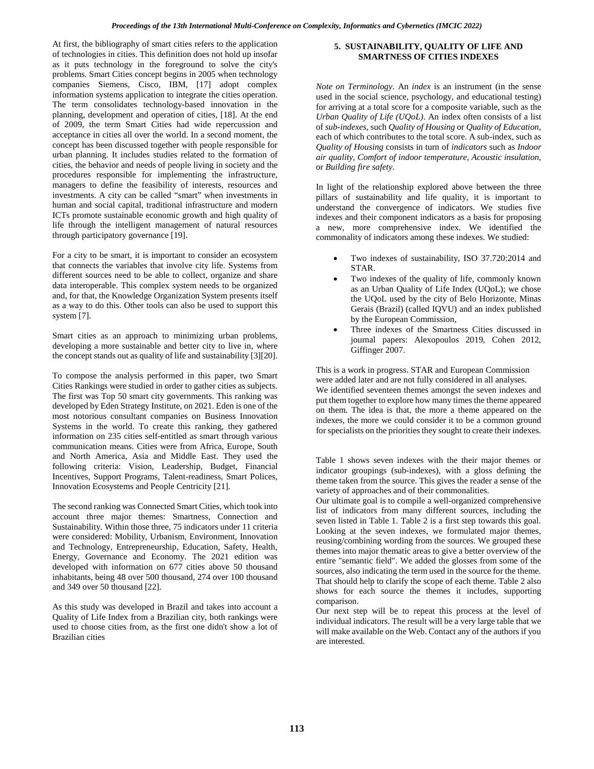At first, the bibliography of smart cities refers to the application of technologies in cities. This definition does not hold up insofar as it puts technology in the foreground to solve the city's problems. Smart Cities concept begins in 2005 when technology companies Siemens, Cisco, IBM, [17] adopt complex information systems application to integrate the cities operation. The term consolidates technology-based innovation in the planning, development and operation of cities, [18]. At the end of 2009, the term Smart Cities had wide repercussion and acceptance in cities all over the world. In a second moment, the concept has been discussed together with people responsible for urban planning. It includes studies related to the formation of cities, the behavior and needs of people living in society and the procedures responsible for implementing the infrastructure, managers to define the feasibility of interests, resources and investments. A city can be called "smart" when investments in human and social capital, traditional infrastructure and modern ICTs promote sustainable economic growth and high quality of life through the intelligent management of natural resources through participatory governance [19].

For a city to be smart, it is important to consider an ecosystem that connects the variables that involve city life. Systems from different sources need to be able to collect, organize and share data interoperable. This complex system needs to be organized and, for that, the Knowledge Organization System presents itself as a way to do this. Other tools can also be used to support this system [7].

Smart cities as an approach to minimizing urban problems, developing a more sustainable and better city to live in, where the concept stands out as quality of life and sustainability [3][20].

To compose the analysis performed in this paper, two Smart Cities Rankings were studied in order to gather cities as subjects. The first was Top 50 smart city governments. This ranking was developed by Eden Strategy Institute, on 2021. Eden is one of the most notorious consultant companies on Business Innovation Systems in the world. To create this ranking, they gathered information on 235 cities self-entitled as smart through various communication means. Cities were from Africa, Europe, South and North America, Asia and Middle East. They used the following criteria: Vision, Leadership, Budget, Financial Incentives, Support Programs, Talent-readiness, Smart Polices, Innovation Ecosystems and People Centricity [21].

The second ranking was Connected Smart Cities, which took into account three major themes: Smartness, Connection and Sustainability. Within those three, 75 indicators under 11 criteria were considered: Mobility, Urbanism, Environment, Innovation and Technology, Entrepreneurship, Education, Safety, Health, Energy, Governance and Economy. The 2021 edition was developed with information on 677 cities above 50 thousand inhabitants, being 48 over 500 thousand, 274 over 100 thousand and 349 over 50 thousand [22].

As this study was developed in Brazil and takes into account a Quality of Life Index from a Brazilian city, both rankings were used to choose cities from, as the first one didn't show a lot of Brazilian cities

## 5. SUSTAINABILITY, QUALITY OF LIFE AND SMARTNESS OF CITIES INDEXES

*Note on Terminology*. An *index* is an instrument (in the sense used in the social science, psychology, and educational testing) for arriving at a total score for a composite variable, such as the *Urban Quality of Life (UQoL)*. An index often consists of a list of *sub-indexes*, such *Quality of Housing* or *Quality of Education*, each of which contributes to the total score. A sub-index, such as *Quality of Housing* consists in turn of *indicators* such as *Indoor air quality*, *Comfort of indoor temperature, Acoustic insulation,* or *Building fire safety*.

In light of the relationship explored above between the three pillars of sustainability and life quality, it is important to understand the convergence of indicators. We studies five indexes and their component indicators as a basis for proposing a new, more comprehensive index. We identified the commonality of indicators among these indexes. We studied:

- Two indexes of sustainability, ISO 37.720:2014 and STAR.
- Two indexes of the quality of life, commonly known as an Urban Quality of Life Index (UQoL); we chose the UQoL used by the city of Belo Horizonte, Minas Gerais (Brazil) (called IQVU) and an index published by the European Commission,
- Three indexes of the Smartness Cities discussed in journal papers: Alexopoulos 2019, Cohen 2012, Giffinger 2007.

This is a work in progress. STAR and European Commission were added later and are not fully considered in all analyses.
We identified seventeen themes amongst the seven indexes and put them together to explore how many times the theme appeared on them. The idea is that, the more a theme appeared on the indexes, the more we could consider it to be a common ground for specialists on the priorities they sought to create their indexes.

Table 1 shows seven indexes with the their major themes or indicator groupings (sub-indexes), with a gloss defining the theme taken from the source. This gives the reader a sense of the variety of approaches and of their commonalities.
Our ultimate goal is to compile a well-organized comprehensive list of indicators from many different sources, including the seven listed in Table 1. Table 2 is a first step towards this goal. Looking at the seven indexes, we formulated major themes, reusing/combining wording from the sources. We grouped these themes into major thematic areas to give a better overview of the entire "semantic field". We added the glosses from some of the sources, also indicating the term used in the source for the theme. That should help to clarify the scope of each theme. Table 2 also shows for each source the themes it includes, supporting comparison.
Our next step will be to repeat this process at the level of individual indicators. The result will be a very large table that we will make available on the Web. Contact any of the authors if you are interested.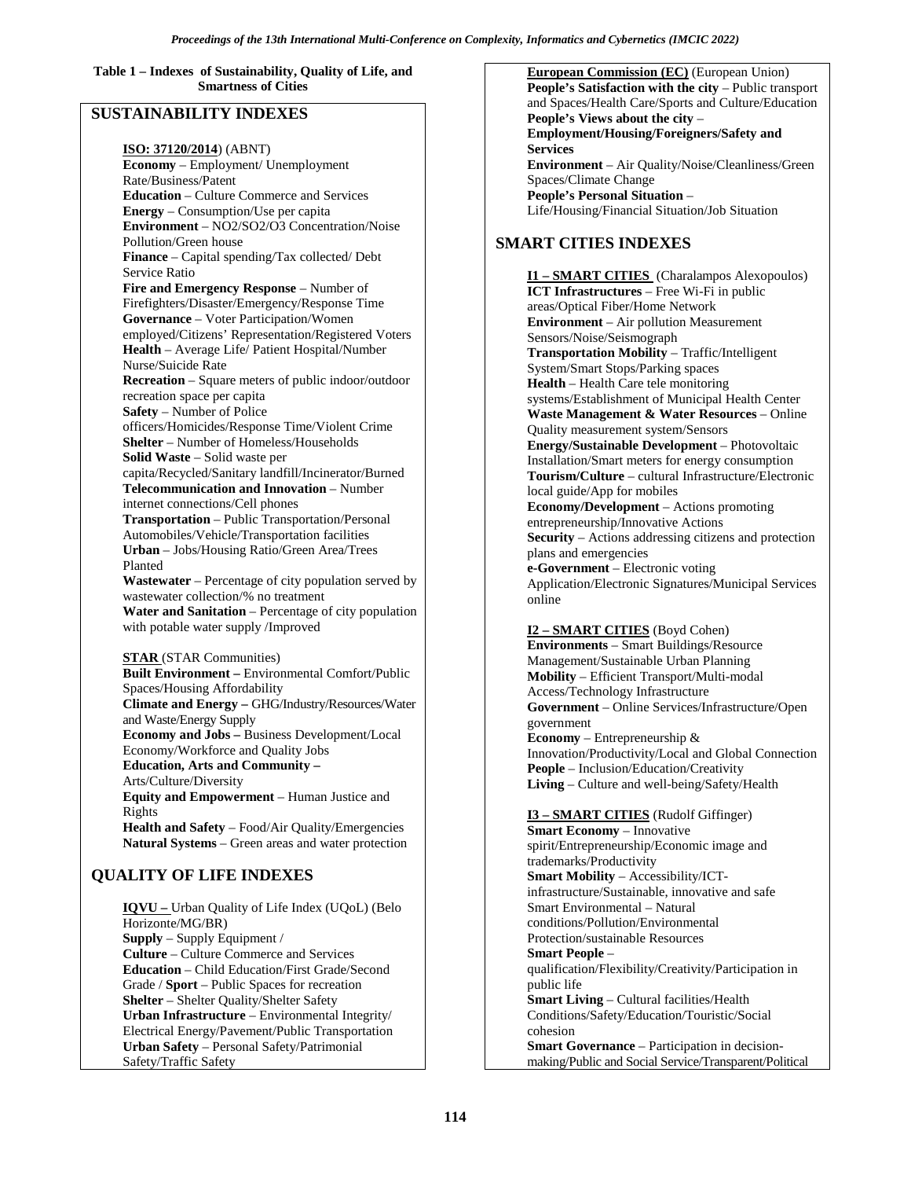**Table 1 – Indexes of Sustainability, Quality of Life, and Smartness of Cities**

## SUSTAINABILITY INDEXES

**ISO: 37120/2014**) (ABNT)
**Economy** – Employment/ Unemployment Rate/Business/Patent
**Education** – Culture Commerce and Services
**Energy** – Consumption/Use per capita
**Environment** – NO2/SO2/O3 Concentration/Noise Pollution/Green house
**Finance** – Capital spending/Tax collected/ Debt Service Ratio
**Fire and Emergency Response** – Number of Firefighters/Disaster/Emergency/Response Time
**Governance** – Voter Participation/Women employed/Citizens' Representation/Registered Voters
**Health** – Average Life/ Patient Hospital/Number Nurse/Suicide Rate
**Recreation** – Square meters of public indoor/outdoor recreation space per capita
**Safety** – Number of Police officers/Homicides/Response Time/Violent Crime
**Shelter** – Number of Homeless/Households
**Solid Waste** – Solid waste per capita/Recycled/Sanitary landfill/Incinerator/Burned
**Telecommunication and Innovation** – Number internet connections/Cell phones
**Transportation** – Public Transportation/Personal Automobiles/Vehicle/Transportation facilities
**Urban** – Jobs/Housing Ratio/Green Area/Trees Planted
**Wastewater** – Percentage of city population served by wastewater collection/% no treatment
**Water and Sanitation** – Percentage of city population with potable water supply /Improved

**STAR** (STAR Communities)
**Built Environment –** Environmental Comfort/Public Spaces/Housing Affordability
**Climate and Energy –** GHG/Industry/Resources/Water and Waste/Energy Supply
**Economy and Jobs –** Business Development/Local Economy/Workforce and Quality Jobs
**Education, Arts and Community –** Arts/Culture/Diversity
**Equity and Empowerment** – Human Justice and Rights
**Health and Safety** – Food/Air Quality/Emergencies
**Natural Systems** – Green areas and water protection

## QUALITY OF LIFE INDEXES

**IQVU –** Urban Quality of Life Index (UQoL) (Belo Horizonte/MG/BR)
**Supply** – Supply Equipment /
**Culture** – Culture Commerce and Services
**Education** – Child Education/First Grade/Second Grade / **Sport** – Public Spaces for recreation
**Shelter** – Shelter Quality/Shelter Safety
**Urban Infrastructure** – Environmental Integrity/ Electrical Energy/Pavement/Public Transportation
**Urban Safety** – Personal Safety/Patrimonial Safety/Traffic Safety

**European Commission (EC)** (European Union)
**People's Satisfaction with the city** – Public transport and Spaces/Health Care/Sports and Culture/Education
**People's Views about the city** – **Employment/Housing/Foreigners/Safety and Services**
**Environment** – Air Quality/Noise/Cleanliness/Green Spaces/Climate Change
**People's Personal Situation** – Life/Housing/Financial Situation/Job Situation

## SMART CITIES INDEXES

**I1 – SMART CITIES** (Charalampos Alexopoulos)
**ICT Infrastructures** – Free Wi-Fi in public areas/Optical Fiber/Home Network
**Environment** – Air pollution Measurement Sensors/Noise/Seismograph
**Transportation Mobility** – Traffic/Intelligent System/Smart Stops/Parking spaces
**Health** – Health Care tele monitoring systems/Establishment of Municipal Health Center
**Waste Management & Water Resources** – Online Quality measurement system/Sensors
**Energy/Sustainable Development** – Photovoltaic Installation/Smart meters for energy consumption
**Tourism/Culture** – cultural Infrastructure/Electronic local guide/App for mobiles
**Economy/Development** – Actions promoting entrepreneurship/Innovative Actions
**Security** – Actions addressing citizens and protection plans and emergencies
**e-Government** – Electronic voting Application/Electronic Signatures/Municipal Services online

**I2 – SMART CITIES** (Boyd Cohen)
**Environments** – Smart Buildings/Resource Management/Sustainable Urban Planning
**Mobility** – Efficient Transport/Multi-modal Access/Technology Infrastructure
**Government** – Online Services/Infrastructure/Open government
**Economy** – Entrepreneurship & Innovation/Productivity/Local and Global Connection
**People** – Inclusion/Education/Creativity
**Living** – Culture and well-being/Safety/Health

**I3 – SMART CITIES** (Rudolf Giffinger)
**Smart Economy** – Innovative spirit/Entrepreneurship/Economic image and trademarks/Productivity
**Smart Mobility** – Accessibility/ICT-infrastructure/Sustainable, innovative and safe
Smart Environmental – Natural conditions/Pollution/Environmental Protection/sustainable Resources
**Smart People** – qualification/Flexibility/Creativity/Participation in public life
**Smart Living** – Cultural facilities/Health Conditions/Safety/Education/Touristic/Social cohesion
**Smart Governance** – Participation in decision-making/Public and Social Service/Transparent/Political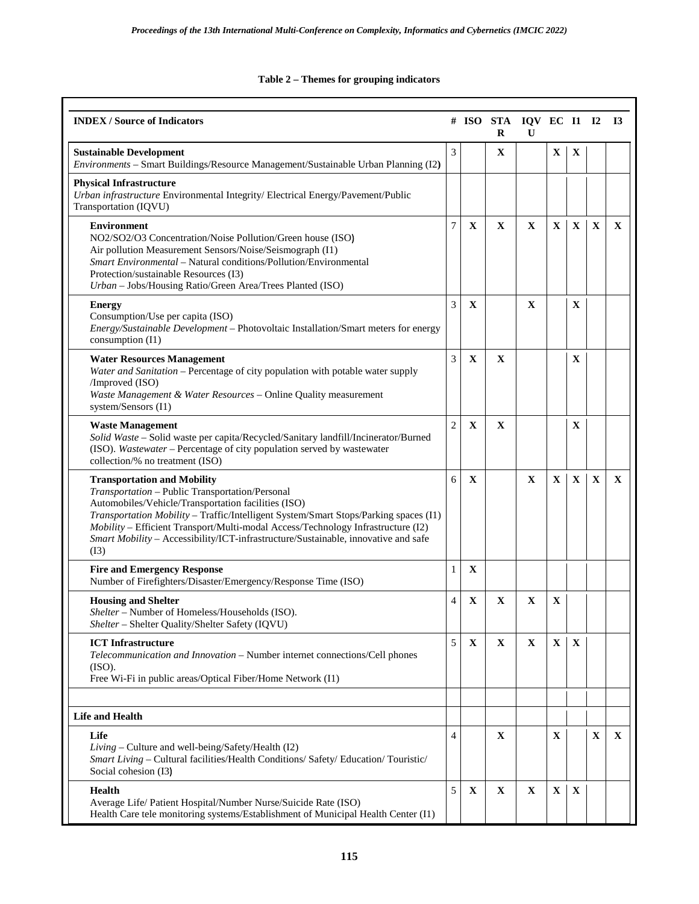**Table 2 – Themes for grouping indicators**

| INDEX / Source of Indicators | # | ISO | STAR | IQVU | EC | I1 | I2 | I3 |
|---|---|---|---|---|---|---|---|---|
| **Sustainable Development**<br>*Environments* – Smart Buildings/Resource Management/Sustainable Urban Planning (I2) | 3 | | X | | X | X | | |
| **Physical Infrastructure**<br>*Urban infrastructure* Environmental Integrity/ Electrical Energy/Pavement/Public Transportation (IQVU) | | | | | | | | |
| **Environment**<br>NO2/SO2/O3 Concentration/Noise Pollution/Green house (ISO)<br>Air pollution Measurement Sensors/Noise/Seismograph (I1)<br>*Smart Environmental* – Natural conditions/Pollution/Environmental Protection/sustainable Resources (I3)<br>*Urban* – Jobs/Housing Ratio/Green Area/Trees Planted (ISO) | 7 | X | X | X | X | X | X | X |
| **Energy**<br>Consumption/Use per capita (ISO)<br>*Energy/Sustainable Development* – Photovoltaic Installation/Smart meters for energy consumption (I1) | 3 | X | | X | | X | | |
| **Water Resources Management**<br>*Water and Sanitation* – Percentage of city population with potable water supply /Improved (ISO)<br>*Waste Management & Water Resources* – Online Quality measurement system/Sensors (I1) | 3 | X | X | | | X | | |
| **Waste Management**<br>*Solid Waste* – Solid waste per capita/Recycled/Sanitary landfill/Incinerator/Burned (ISO). *Wastewater* – Percentage of city population served by wastewater collection/% no treatment (ISO) | 2 | X | X | | | X | | |
| **Transportation and Mobility**<br>*Transportation* – Public Transportation/Personal Automobiles/Vehicle/Transportation facilities (ISO)<br>*Transportation Mobility* – Traffic/Intelligent System/Smart Stops/Parking spaces (I1)<br>*Mobility* – Efficient Transport/Multi-modal Access/Technology Infrastructure (I2)<br>*Smart Mobility* – Accessibility/ICT-infrastructure/Sustainable, innovative and safe (I3) | 6 | X | | X | X | X | X | X |
| **Fire and Emergency Response**<br>Number of Firefighters/Disaster/Emergency/Response Time (ISO) | 1 | X | | | | | | |
| **Housing and Shelter**<br>*Shelter* – Number of Homeless/Households (ISO).<br>*Shelter* – Shelter Quality/Shelter Safety (IQVU) | 4 | X | X | X | X | | | |
| **ICT Infrastructure**<br>*Telecommunication and Innovation* – Number internet connections/Cell phones (ISO).<br>Free Wi-Fi in public areas/Optical Fiber/Home Network (I1) | 5 | X | X | X | X | X | | |
| | | | | | | | | |
| **Life and Health** | | | | | | | | |
| **Life**<br>*Living* – Culture and well-being/Safety/Health (I2)<br>*Smart Living* – Cultural facilities/Health Conditions/ Safety/ Education/ Touristic/ Social cohesion (I3) | 4 | | X | | X | | X | X |
| **Health**<br>Average Life/ Patient Hospital/Number Nurse/Suicide Rate (ISO)<br>Health Care tele monitoring systems/Establishment of Municipal Health Center (I1) | 5 | X | X | X | X | X | | |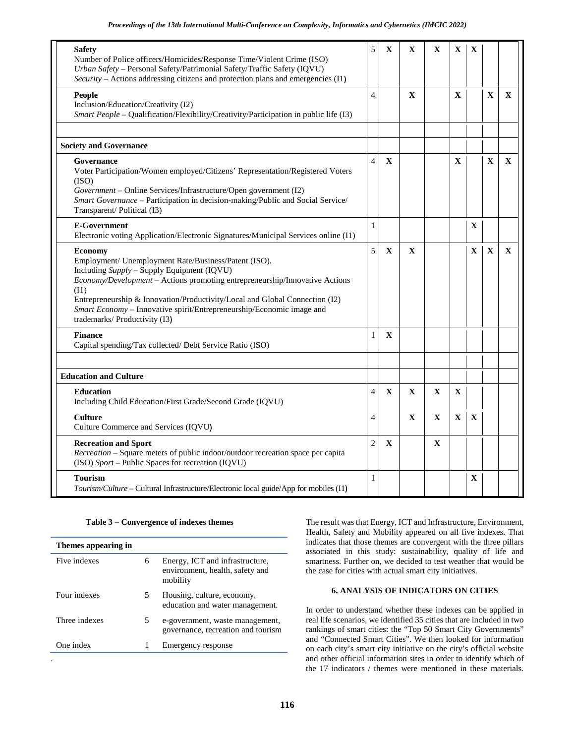| | | | | | | | | |
|---|---|---|---|---|---|---|---|---|
| **Safety**<br>Number of Police officers/Homicides/Response Time/Violent Crime (ISO)<br>*Urban Safety* – Personal Safety/Patrimonial Safety/Traffic Safety (IQVU)<br>*Security* – Actions addressing citizens and protection plans and emergencies (I1) | 5 | **X** | **X** | **X** | **X** | **X** | | |
| **People**<br>Inclusion/Education/Creativity (I2)<br>*Smart People* – Qualification/Flexibility/Creativity/Participation in public life (I3) | 4 | | **X** | | **X** | | **X** | **X** |
| | | | | | | | | |
| **Society and Governance** | | | | | | | | |
| **Governance**<br>Voter Participation/Women employed/Citizens' Representation/Registered Voters (ISO)<br>*Government* – Online Services/Infrastructure/Open government (I2)<br>*Smart Governance* – Participation in decision-making/Public and Social Service/ Transparent/ Political (I3) | 4 | **X** | | | **X** | | **X** | **X** |
| **E-Government**<br>Electronic voting Application/Electronic Signatures/Municipal Services online (I1) | 1 | | | | | **X** | | |
| **Economy**<br>Employment/ Unemployment Rate/Business/Patent (ISO).<br>Including *Supply* – Supply Equipment (IQVU)<br>*Economy/Development* – Actions promoting entrepreneurship/Innovative Actions (I1)<br>Entrepreneurship & Innovation/Productivity/Local and Global Connection (I2)<br>*Smart Economy* – Innovative spirit/Entrepreneurship/Economic image and trademarks/ Productivity (I3) | 5 | **X** | **X** | | | **X** | **X** | **X** |
| **Finance**<br>Capital spending/Tax collected/ Debt Service Ratio (ISO) | 1 | **X** | | | | | | |
| | | | | | | | | |
| **Education and Culture** | | | | | | | | |
| **Education**<br>Including Child Education/First Grade/Second Grade (IQVU) | 4 | **X** | **X** | **X** | **X** | | | |
| **Culture**<br>Culture Commerce and Services (IQVU) | 4 | | **X** | **X** | **X** | **X** | | |
| **Recreation and Sport**<br>*Recreation* – Square meters of public indoor/outdoor recreation space per capita (ISO) *Sport* – Public Spaces for recreation (IQVU) | 2 | **X** | | **X** | | | | |
| **Tourism**<br>*Tourism/Culture* – Cultural Infrastructure/Electronic local guide/App for mobiles (I1) | 1 | | | | | **X** | | |

**Table 3 – Convergence of indexes themes**

| Themes appearing in | | |
|---|---|---|
| Five indexes | 6 | Energy, ICT and infrastructure, environment, health, safety and mobility |
| Four indexes | 5 | Housing, culture, economy, education and water management. |
| Three indexes | 5 | e-government, waste management, governance, recreation and tourism |
| One index | 1 | Emergency response |

The result was that Energy, ICT and Infrastructure, Environment, Health, Safety and Mobility appeared on all five indexes. That indicates that those themes are convergent with the three pillars associated in this study: sustainability, quality of life and smartness. Further on, we decided to test weather that would be the case for cities with actual smart city initiatives.

## 6. ANALYSIS OF INDICATORS ON CITIES

In order to understand whether these indexes can be applied in real life scenarios, we identified 35 cities that are included in two rankings of smart cities: the "Top 50 Smart City Governments" and "Connected Smart Cities". We then looked for information on each city's smart city initiative on the city's official website and other official information sites in order to identify which of the 17 indicators / themes were mentioned in these materials.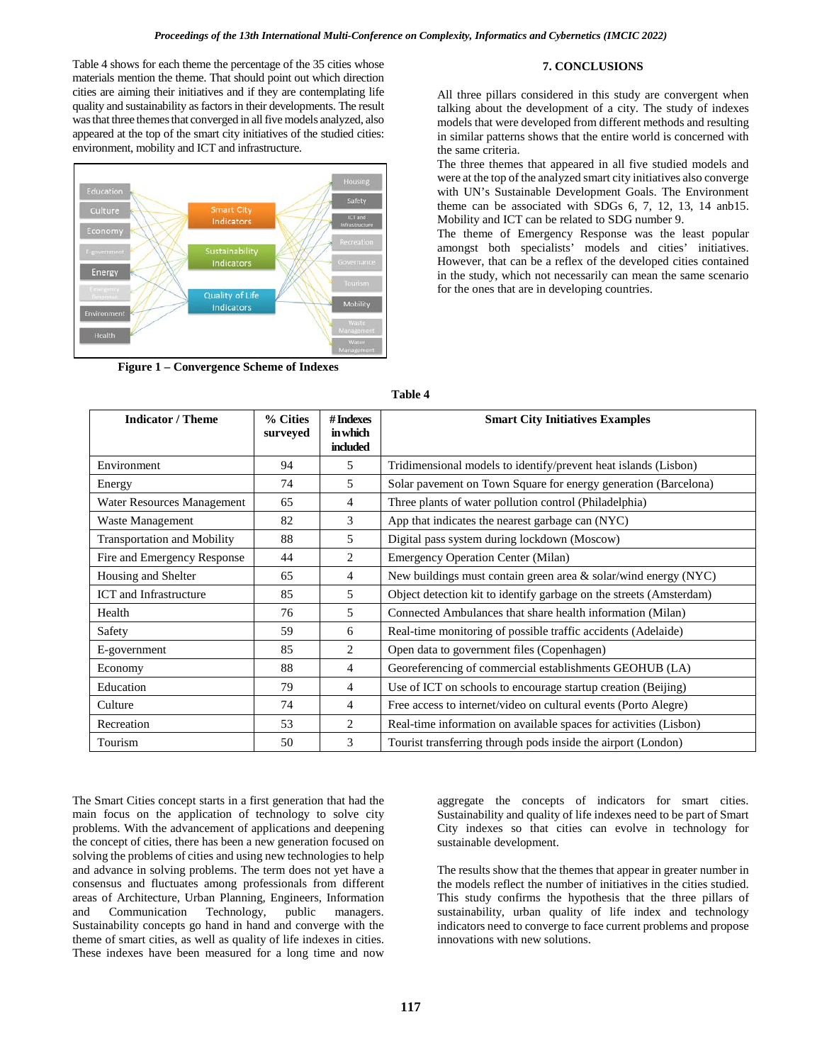Table 4 shows for each theme the percentage of the 35 cities whose materials mention the theme. That should point out which direction cities are aiming their initiatives and if they are contemplating life quality and sustainability as factors in their developments. The result was that three themes that converged in all five models analyzed, also appeared at the top of the smart city initiatives of the studied cities: environment, mobility and ICT and infrastructure.

**Figure 1 – Convergence Scheme of Indexes**

**Table 4**

| Indicator / Theme | % Cities surveyed | # Indexes in which included | Smart City Initiatives Examples |
|---|---|---|---|
| Environment | 94 | 5 | Tridimensional models to identify/prevent heat islands (Lisbon) |
| Energy | 74 | 5 | Solar pavement on Town Square for energy generation (Barcelona) |
| Water Resources Management | 65 | 4 | Three plants of water pollution control (Philadelphia) |
| Waste Management | 82 | 3 | App that indicates the nearest garbage can (NYC) |
| Transportation and Mobility | 88 | 5 | Digital pass system during lockdown (Moscow) |
| Fire and Emergency Response | 44 | 2 | Emergency Operation Center (Milan) |
| Housing and Shelter | 65 | 4 | New buildings must contain green area & solar/wind energy (NYC) |
| ICT and Infrastructure | 85 | 5 | Object detection kit to identify garbage on the streets (Amsterdam) |
| Health | 76 | 5 | Connected Ambulances that share health information (Milan) |
| Safety | 59 | 6 | Real-time monitoring of possible traffic accidents (Adelaide) |
| E-government | 85 | 2 | Open data to government files (Copenhagen) |
| Economy | 88 | 4 | Georeferencing of commercial establishments GEOHUB (LA) |
| Education | 79 | 4 | Use of ICT on schools to encourage startup creation (Beijing) |
| Culture | 74 | 4 | Free access to internet/video on cultural events (Porto Alegre) |
| Recreation | 53 | 2 | Real-time information on available spaces for activities (Lisbon) |
| Tourism | 50 | 3 | Tourist transferring through pods inside the airport (London) |

The Smart Cities concept starts in a first generation that had the main focus on the application of technology to solve city problems. With the advancement of applications and deepening the concept of cities, there has been a new generation focused on solving the problems of cities and using new technologies to help and advance in solving problems. The term does not yet have a consensus and fluctuates among professionals from different areas of Architecture, Urban Planning, Engineers, Information and Communication Technology, public managers. Sustainability concepts go hand in hand and converge with the theme of smart cities, as well as quality of life indexes in cities. These indexes have been measured for a long time and now aggregate the concepts of indicators for smart cities. Sustainability and quality of life indexes need to be part of Smart City indexes so that cities can evolve in technology for sustainable development.

The results show that the themes that appear in greater number in the models reflect the number of initiatives in the cities studied. This study confirms the hypothesis that the three pillars of sustainability, urban quality of life index and technology indicators need to converge to face current problems and propose innovations with new solutions.

## 7. CONCLUSIONS

All three pillars considered in this study are convergent when talking about the development of a city. The study of indexes models that were developed from different methods and resulting in similar patterns shows that the entire world is concerned with the same criteria.

The three themes that appeared in all five studied models and were at the top of the analyzed smart city initiatives also converge with UN's Sustainable Development Goals. The Environment theme can be associated with SDGs 6, 7, 12, 13, 14 anb15. Mobility and ICT can be related to SDG number 9.

The theme of Emergency Response was the least popular amongst both specialists' models and cities' initiatives. However, that can be a reflex of the developed cities contained in the study, which not necessarily can mean the same scenario for the ones that are in developing countries.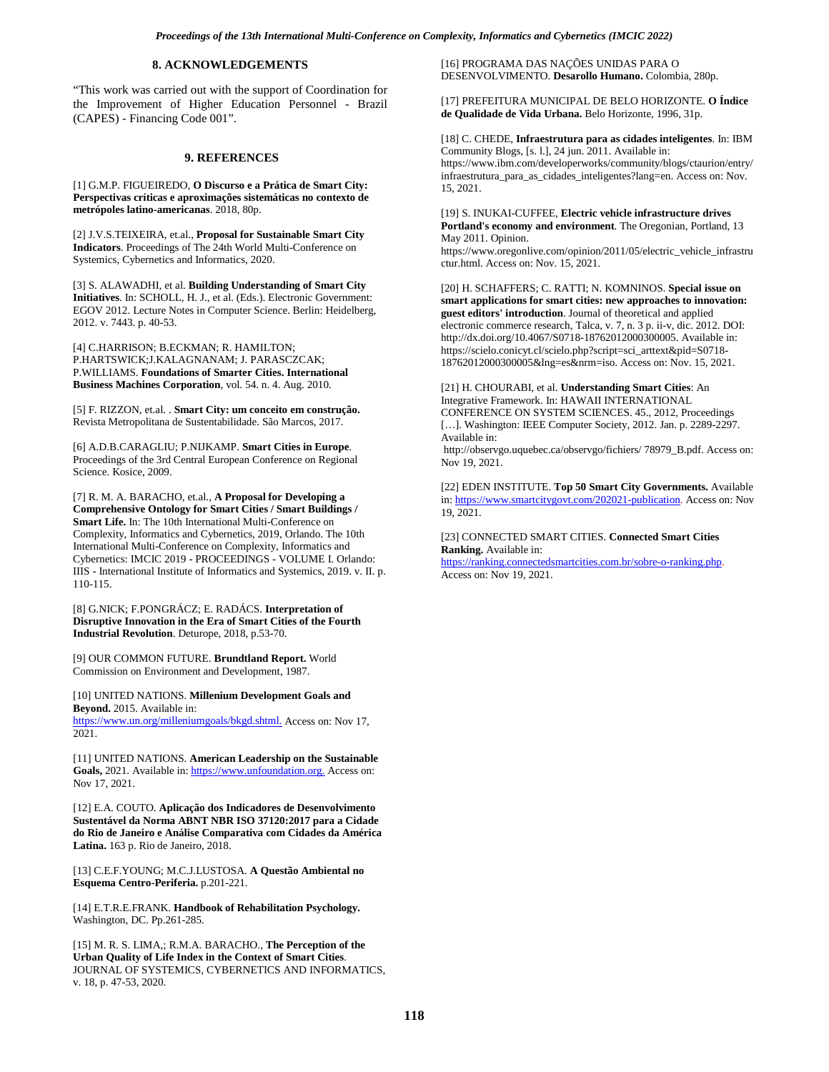## 8. ACKNOWLEDGEMENTS

"This work was carried out with the support of Coordination for the Improvement of Higher Education Personnel - Brazil (CAPES) - Financing Code 001".

## 9. REFERENCES

[1] G.M.P. FIGUEIREDO, **O Discurso e a Prática de Smart City: Perspectivas críticas e aproximações sistemáticas no contexto de metrópoles latino-americanas**. 2018, 80p.

[2] J.V.S.TEIXEIRA, et.al., **Proposal for Sustainable Smart City Indicators**. Proceedings of The 24th World Multi-Conference on Systemics, Cybernetics and Informatics, 2020.

[3] S. ALAWADHI, et al. **Building Understanding of Smart City Initiatives**. In: SCHOLL, H. J., et al. (Eds.). Electronic Government: EGOV 2012. Lecture Notes in Computer Science. Berlin: Heidelberg, 2012. v. 7443. p. 40-53.

[4] C.HARRISON; B.ECKMAN; R. HAMILTON; P.HARTSWICK;J.KALAGNANAM; J. PARASCZCAK; P.WILLIAMS. **Foundations of Smarter Cities. International Business Machines Corporation**, vol. 54. n. 4. Aug. 2010.

[5] F. RIZZON, et.al. . **Smart City: um conceito em construção.** Revista Metropolitana de Sustentabilidade. São Marcos, 2017.

[6] A.D.B.CARAGLIU; P.NIJKAMP. **Smart Cities in Europe**. Proceedings of the 3rd Central European Conference on Regional Science. Kosice, 2009.

[7] R. M. A. BARACHO, et.al., **A Proposal for Developing a Comprehensive Ontology for Smart Cities / Smart Buildings / Smart Life.** In: The 10th International Multi-Conference on Complexity, Informatics and Cybernetics, 2019, Orlando. The 10th International Multi-Conference on Complexity, Informatics and Cybernetics: IMCIC 2019 - PROCEEDINGS - VOLUME I. Orlando: IIIS - International Institute of Informatics and Systemics, 2019. v. II. p. 110-115.

[8] G.NICK; F.PONGRÁCZ; E. RADÁCS. **Interpretation of Disruptive Innovation in the Era of Smart Cities of the Fourth Industrial Revolution**. Deturope, 2018, p.53-70.

[9] OUR COMMON FUTURE. **Brundtland Report.** World Commission on Environment and Development, 1987.

[10] UNITED NATIONS. **Millenium Development Goals and Beyond.** 2015. Available in: https://www.un.org/milleniumgoals/bkgd.shtml. Access on: Nov 17, 2021.

[11] UNITED NATIONS. **American Leadership on the Sustainable Goals,** 2021. Available in: https://www.unfoundation.org. Access on: Nov 17, 2021.

[12] E.A. COUTO. **Aplicação dos Indicadores de Desenvolvimento Sustentável da Norma ABNT NBR ISO 37120:2017 para a Cidade do Rio de Janeiro e Análise Comparativa com Cidades da América Latina.** 163 p. Rio de Janeiro, 2018.

[13] C.E.F.YOUNG; M.C.J.LUSTOSA. **A Questão Ambiental no Esquema Centro-Periferia.** p.201-221.

[14] E.T.R.E.FRANK. **Handbook of Rehabilitation Psychology.** Washington, DC. Pp.261-285.

[15] M. R. S. LIMA,; R.M.A. BARACHO., **The Perception of the Urban Quality of Life Index in the Context of Smart Cities**. JOURNAL OF SYSTEMICS, CYBERNETICS AND INFORMATICS, v. 18, p. 47-53, 2020.

[16] PROGRAMA DAS NAÇÕES UNIDAS PARA O DESENVOLVIMENTO. **Desarollo Humano.** Colombia, 280p.

[17] PREFEITURA MUNICIPAL DE BELO HORIZONTE. **O Índice de Qualidade de Vida Urbana.** Belo Horizonte, 1996, 31p.

[18] C. CHEDE, **Infraestrutura para as cidades inteligentes**. In: IBM Community Blogs, [s. l.], 24 jun. 2011. Available in: https://www.ibm.com/developerworks/community/blogs/ctaurion/entry/infraestrutura_para_as_cidades_inteligentes?lang=en. Access on: Nov. 15, 2021.

[19] S. INUKAI-CUFFEE, **Electric vehicle infrastructure drives Portland's economy and environment**. The Oregonian, Portland, 13 May 2011. Opinion. https://www.oregonlive.com/opinion/2011/05/electric_vehicle_infrastructur.html. Access on: Nov. 15, 2021.

[20] H. SCHAFFERS; C. RATTI; N. KOMNINOS. **Special issue on smart applications for smart cities: new approaches to innovation: guest editors' introduction**. Journal of theoretical and applied electronic commerce research, Talca, v. 7, n. 3 p. ii-v, dic. 2012. DOI: http://dx.doi.org/10.4067/S0718-18762012000300005. Available in: https://scielo.conicyt.cl/scielo.php?script=sci_arttext&pid=S0718-18762012000300005&lng=es&nrm=iso. Access on: Nov. 15, 2021.

[21] H. CHOURABI, et al. **Understanding Smart Cities**: An Integrative Framework. In: HAWAII INTERNATIONAL CONFERENCE ON SYSTEM SCIENCES. 45., 2012, Proceedings […]. Washington: IEEE Computer Society, 2012. Jan. p. 2289-2297. Available in: http://observgo.uquebec.ca/observgo/fichiers/ 78979_B.pdf. Access on: Nov 19, 2021.

[22] EDEN INSTITUTE. **Top 50 Smart City Governments.** Available in: https://www.smartcitygovt.com/202021-publication. Access on: Nov 19, 2021.

[23] CONNECTED SMART CITIES. **Connected Smart Cities Ranking.** Available in: https://ranking.connectedsmartcities.com.br/sobre-o-ranking.php. Access on: Nov 19, 2021.